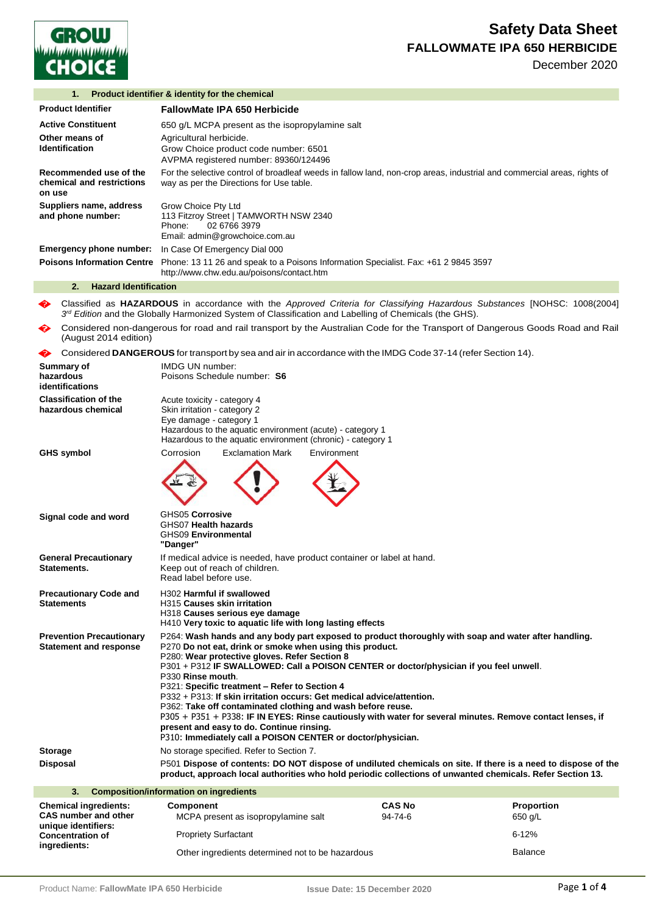# Safety Data Sheet

## FALLOWMATE IPA 650 HERBICIDE

December 2020

### 1. Product identifier & identity for the chemical

| | |
|---|---|
| **Product Identifier** | **FallowMate IPA 650 Herbicide** |
| **Active Constituent** | 650 g/L MCPA present as the isopropylamine salt |
| **Other means of Identification** | Agricultural herbicide.<br>Grow Choice product code number: 6501<br>AVPMA registered number: 89360/124496 |
| **Recommended use of the chemical and restrictions on use** | For the selective control of broadleaf weeds in fallow land, non-crop areas, industrial and commercial areas, rights of way as per the Directions for Use table. |
| **Suppliers name, address and phone number:** | Grow Choice Pty Ltd<br>113 Fitzroy Street \| TAMWORTH NSW 2340<br>Phone: 02 6766 3979<br>Email: admin@growchoice.com.au |
| **Emergency phone number:** | In Case Of Emergency Dial 000 |
| **Poisons Information Centre** | Phone: 13 11 26 and speak to a Poisons Information Specialist. Fax: +61 2 9845 3597<br>http://www.chw.edu.au/poisons/contact.htm |

### 2. Hazard Identification

- Classified as **HAZARDOUS** in accordance with the *Approved Criteria for Classifying Hazardous Substances* [NOHSC: 1008(2004] *3rd Edition* and the Globally Harmonized System of Classification and Labelling of Chemicals (the GHS).
- Considered non-dangerous for road and rail transport by the Australian Code for the Transport of Dangerous Goods Road and Rail (August 2014 edition)
- Considered **DANGEROUS** for transport by sea and air in accordance with the IMDG Code 37-14 (refer Section 14).

| | |
|---|---|
| **Summary of hazardous identifications** | IMDG UN number:<br>Poisons Schedule number: **S6** |
| **Classification of the hazardous chemical** | Acute toxicity - category 4<br>Skin irritation - category 2<br>Eye damage - category 1<br>Hazardous to the aquatic environment (acute) - category 1<br>Hazardous to the aquatic environment (chronic) - category 1 |
| **GHS symbol** | Corrosion &nbsp; Exclamation Mark &nbsp; Environment |
| **Signal code and word** | GHS05 **Corrosive**<br>GHS07 **Health hazards**<br>GHS09 **Environmental**<br>**"Danger"** |
| **General Precautionary Statements.** | If medical advice is needed, have product container or label at hand.<br>Keep out of reach of children.<br>Read label before use. |
| **Precautionary Code and Statements** | H302 **Harmful if swallowed**<br>H315 **Causes skin irritation**<br>H318 **Causes serious eye damage**<br>H410 **Very toxic to aquatic life with long lasting effects** |
| **Prevention Precautionary Statement and response** | P264: **Wash hands and any body part exposed to product thoroughly with soap and water after handling.**<br>P270 **Do not eat, drink or smoke when using this product.**<br>P280: **Wear protective gloves. Refer Section 8**<br>P301 + P312 **IF SWALLOWED: Call a POISON CENTER or doctor/physician if you feel unwell**.<br>P330 **Rinse mouth**.<br>P321: **Specific treatment – Refer to Section 4**<br>P332 + P313: **If skin irritation occurs: Get medical advice/attention.**<br>P362: **Take off contaminated clothing and wash before reuse.**<br>P305 + P351 + P338: **IF IN EYES: Rinse cautiously with water for several minutes. Remove contact lenses, if present and easy to do. Continue rinsing.**<br>P310: **Immediately call a POISON CENTER or doctor/physician.** |
| **Storage** | No storage specified. Refer to Section 7. |
| **Disposal** | P501 **Dispose of contents: DO NOT dispose of undiluted chemicals on site. If there is a need to dispose of the product, approach local authorities who hold periodic collections of unwanted chemicals. Refer Section 13.** |

### 3. Composition/information on ingredients

**Chemical ingredients: CAS number and other unique identifiers: Concentration of ingredients:**

| Component | CAS No | Proportion |
|---|---|---|
| MCPA present as isopropylamine salt | 94-74-6 | 650 g/L |
| Propriety Surfactant | | 6-12% |
| Other ingredients determined not to be hazardous | | Balance |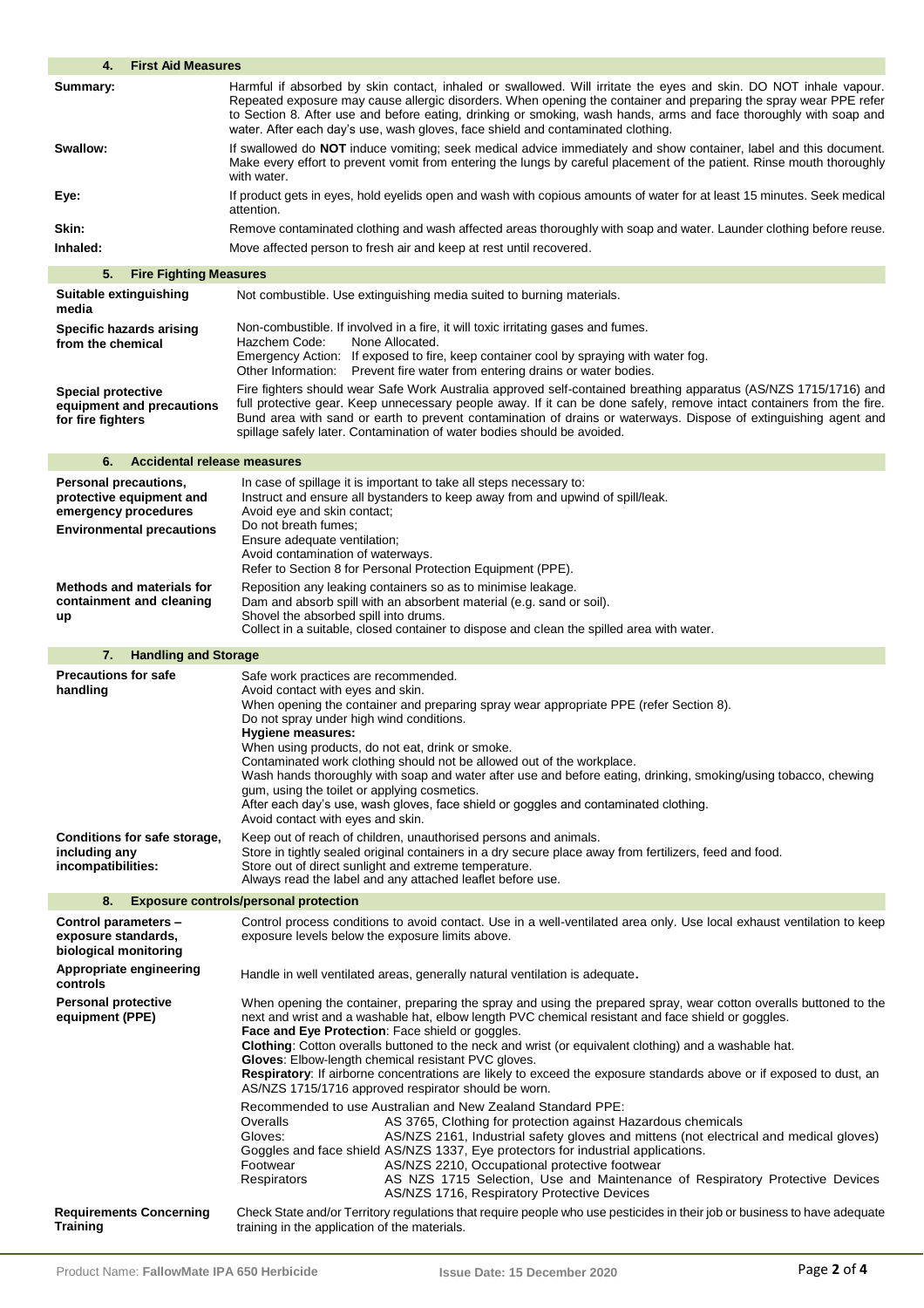## 4. First Aid Measures

| | |
|---|---|
| **Summary:** | Harmful if absorbed by skin contact, inhaled or swallowed. Will irritate the eyes and skin. DO NOT inhale vapour. Repeated exposure may cause allergic disorders. When opening the container and preparing the spray wear PPE refer to Section 8. After use and before eating, drinking or smoking, wash hands, arms and face thoroughly with soap and water. After each day's use, wash gloves, face shield and contaminated clothing. |
| **Swallow:** | If swallowed do **NOT** induce vomiting; seek medical advice immediately and show container, label and this document. Make every effort to prevent vomit from entering the lungs by careful placement of the patient. Rinse mouth thoroughly with water. |
| **Eye:** | If product gets in eyes, hold eyelids open and wash with copious amounts of water for at least 15 minutes. Seek medical attention. |
| **Skin:** | Remove contaminated clothing and wash affected areas thoroughly with soap and water. Launder clothing before reuse. |
| **Inhaled:** | Move affected person to fresh air and keep at rest until recovered. |

## 5. Fire Fighting Measures

| | |
|---|---|
| **Suitable extinguishing media** | Not combustible. Use extinguishing media suited to burning materials. |
| **Specific hazards arising from the chemical** | Non-combustible. If involved in a fire, it will toxic irritating gases and fumes.<br>Hazchem Code: None Allocated.<br>Emergency Action: If exposed to fire, keep container cool by spraying with water fog.<br>Other Information: Prevent fire water from entering drains or water bodies. |
| **Special protective equipment and precautions for fire fighters** | Fire fighters should wear Safe Work Australia approved self-contained breathing apparatus (AS/NZS 1715/1716) and full protective gear. Keep unnecessary people away. If it can be done safely, remove intact containers from the fire. Bund area with sand or earth to prevent contamination of drains or waterways. Dispose of extinguishing agent and spillage safely later. Contamination of water bodies should be avoided. |

## 6. Accidental release measures

| | |
|---|---|
| **Personal precautions, protective equipment and emergency procedures**<br>**Environmental precautions** | In case of spillage it is important to take all steps necessary to:<br>Instruct and ensure all bystanders to keep away from and upwind of spill/leak.<br>Avoid eye and skin contact;<br>Do not breath fumes;<br>Ensure adequate ventilation;<br>Avoid contamination of waterways.<br>Refer to Section 8 for Personal Protection Equipment (PPE). |
| **Methods and materials for containment and cleaning up** | Reposition any leaking containers so as to minimise leakage.<br>Dam and absorb spill with an absorbent material (e.g. sand or soil).<br>Shovel the absorbed spill into drums.<br>Collect in a suitable, closed container to dispose and clean the spilled area with water. |

## 7. Handling and Storage

| | |
|---|---|
| **Precautions for safe handling** | Safe work practices are recommended.<br>Avoid contact with eyes and skin.<br>When opening the container and preparing spray wear appropriate PPE (refer Section 8).<br>Do not spray under high wind conditions.<br>**Hygiene measures:**<br>When using products, do not eat, drink or smoke.<br>Contaminated work clothing should not be allowed out of the workplace.<br>Wash hands thoroughly with soap and water after use and before eating, drinking, smoking/using tobacco, chewing gum, using the toilet or applying cosmetics.<br>After each day's use, wash gloves, face shield or goggles and contaminated clothing.<br>Avoid contact with eyes and skin. |
| **Conditions for safe storage, including any incompatibilities:** | Keep out of reach of children, unauthorised persons and animals.<br>Store in tightly sealed original containers in a dry secure place away from fertilizers, feed and food.<br>Store out of direct sunlight and extreme temperature.<br>Always read the label and any attached leaflet before use. |

## 8. Exposure controls/personal protection

| | |
|---|---|
| **Control parameters – exposure standards, biological monitoring** | Control process conditions to avoid contact. Use in a well-ventilated area only. Use local exhaust ventilation to keep exposure levels below the exposure limits above. |
| **Appropriate engineering controls** | Handle in well ventilated areas, generally natural ventilation is adequate. |
| **Personal protective equipment (PPE)** | When opening the container, preparing the spray and using the prepared spray, wear cotton overalls buttoned to the next and wrist and a washable hat, elbow length PVC chemical resistant and face shield or goggles.<br>**Face and Eye Protection**: Face shield or goggles.<br>**Clothing**: Cotton overalls buttoned to the neck and wrist (or equivalent clothing) and a washable hat.<br>**Gloves**: Elbow-length chemical resistant PVC gloves.<br>**Respiratory**: If airborne concentrations are likely to exceed the exposure standards above or if exposed to dust, an AS/NZS 1715/1716 approved respirator should be worn.<br><br>Recommended to use Australian and New Zealand Standard PPE:<br>Overalls: AS 3765, Clothing for protection against Hazardous chemicals<br>Gloves: AS/NZS 2161, Industrial safety gloves and mittens (not electrical and medical gloves)<br>Goggles and face shield: AS/NZS 1337, Eye protectors for industrial applications.<br>Footwear: AS/NZS 2210, Occupational protective footwear<br>Respirators: AS NZS 1715 Selection, Use and Maintenance of Respiratory Protective Devices; AS/NZS 1716, Respiratory Protective Devices |
| **Requirements Concerning Training** | Check State and/or Territory regulations that require people who use pesticides in their job or business to have adequate training in the application of the materials. |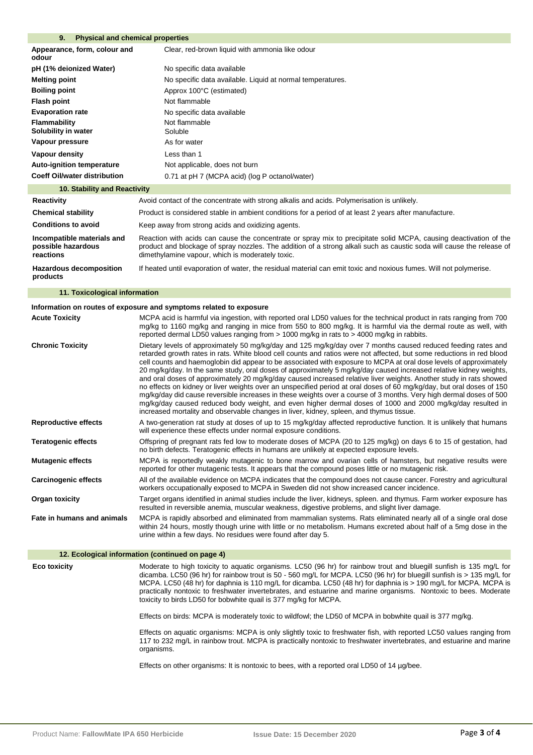## 9. Physical and chemical properties

| | |
|---|---|
| **Appearance, form, colour and odour** | Clear, red-brown liquid with ammonia like odour |
| **pH (1% deionized Water)** | No specific data available |
| **Melting point** | No specific data available. Liquid at normal temperatures. |
| **Boiling point** | Approx 100°C (estimated) |
| **Flash point** | Not flammable |
| **Evaporation rate** | No specific data available |
| **Flammability** | Not flammable |
| **Solubility in water** | Soluble |
| **Vapour pressure** | As for water |
| **Vapour density** | Less than 1 |
| **Auto-ignition temperature** | Not applicable, does not burn |
| **Coeff Oil/water distribution** | 0.71 at pH 7 (MCPA acid) (log P octanol/water) |

## 10. Stability and Reactivity

| | |
|---|---|
| **Reactivity** | Avoid contact of the concentrate with strong alkalis and acids. Polymerisation is unlikely. |
| **Chemical stability** | Product is considered stable in ambient conditions for a period of at least 2 years after manufacture. |
| **Conditions to avoid** | Keep away from strong acids and oxidizing agents. |
| **Incompatible materials and possible hazardous reactions** | Reaction with acids can cause the concentrate or spray mix to precipitate solid MCPA, causing deactivation of the product and blockage of spray nozzles. The addition of a strong alkali such as caustic soda will cause the release of dimethylamine vapour, which is moderately toxic. |
| **Hazardous decomposition products** | If heated until evaporation of water, the residual material can emit toxic and noxious fumes. Will not polymerise. |

## 11. Toxicological information

**Information on routes of exposure and symptoms related to exposure**

| | |
|---|---|
| **Acute Toxicity** | MCPA acid is harmful via ingestion, with reported oral LD50 values for the technical product in rats ranging from 700 mg/kg to 1160 mg/kg and ranging in mice from 550 to 800 mg/kg. It is harmful via the dermal route as well, with reported dermal LD50 values ranging from > 1000 mg/kg in rats to > 4000 mg/kg in rabbits. |
| **Chronic Toxicity** | Dietary levels of approximately 50 mg/kg/day and 125 mg/kg/day over 7 months caused reduced feeding rates and retarded growth rates in rats. White blood cell counts and ratios were not affected, but some reductions in red blood cell counts and haemoglobin did appear to be associated with exposure to MCPA at oral dose levels of approximately 20 mg/kg/day. In the same study, oral doses of approximately 5 mg/kg/day caused increased relative kidney weights, and oral doses of approximately 20 mg/kg/day caused increased relative liver weights. Another study in rats showed no effects on kidney or liver weights over an unspecified period at oral doses of 60 mg/kg/day, but oral doses of 150 mg/kg/day did cause reversible increases in these weights over a course of 3 months. Very high dermal doses of 500 mg/kg/day caused reduced body weight, and even higher dermal doses of 1000 and 2000 mg/kg/day resulted in increased mortality and observable changes in liver, kidney, spleen, and thymus tissue. |
| **Reproductive effects** | A two-generation rat study at doses of up to 15 mg/kg/day affected reproductive function. It is unlikely that humans will experience these effects under normal exposure conditions. |
| **Teratogenic effects** | Offspring of pregnant rats fed low to moderate doses of MCPA (20 to 125 mg/kg) on days 6 to 15 of gestation, had no birth defects. Teratogenic effects in humans are unlikely at expected exposure levels. |
| **Mutagenic effects** | MCPA is reportedly weakly mutagenic to bone marrow and ovarian cells of hamsters, but negative results were reported for other mutagenic tests. It appears that the compound poses little or no mutagenic risk. |
| **Carcinogenic effects** | All of the available evidence on MCPA indicates that the compound does not cause cancer. Forestry and agricultural workers occupationally exposed to MCPA in Sweden did not show increased cancer incidence. |
| **Organ toxicity** | Target organs identified in animal studies include the liver, kidneys, spleen. and thymus. Farm worker exposure has resulted in reversible anemia, muscular weakness, digestive problems, and slight liver damage. |
| **Fate in humans and animals** | MCPA is rapidly absorbed and eliminated from mammalian systems. Rats eliminated nearly all of a single oral dose within 24 hours, mostly though urine with little or no metabolism. Humans excreted about half of a 5mg dose in the urine within a few days. No residues were found after day 5. |

## 12. Ecological information (continued on page 4)

**Eco toxicity**

Moderate to high toxicity to aquatic organisms. LC50 (96 hr) for rainbow trout and bluegill sunfish is 135 mg/L for dicamba. LC50 (96 hr) for rainbow trout is 50 - 560 mg/L for MCPA. LC50 (96 hr) for bluegill sunfish is > 135 mg/L for MCPA. LC50 (48 hr) for daphnia is 110 mg/L for dicamba. LC50 (48 hr) for daphnia is > 190 mg/L for MCPA. MCPA is practically nontoxic to freshwater invertebrates, and estuarine and marine organisms. Nontoxic to bees. Moderate toxicity to birds LD50 for bobwhite quail is 377 mg/kg for MCPA.

Effects on birds: MCPA is moderately toxic to wildfowl; the LD50 of MCPA in bobwhite quail is 377 mg/kg.

Effects on aquatic organisms: MCPA is only slightly toxic to freshwater fish, with reported LC50 values ranging from 117 to 232 mg/L in rainbow trout. MCPA is practically nontoxic to freshwater invertebrates, and estuarine and marine organisms.

Effects on other organisms: It is nontoxic to bees, with a reported oral LD50 of 14 µg/bee.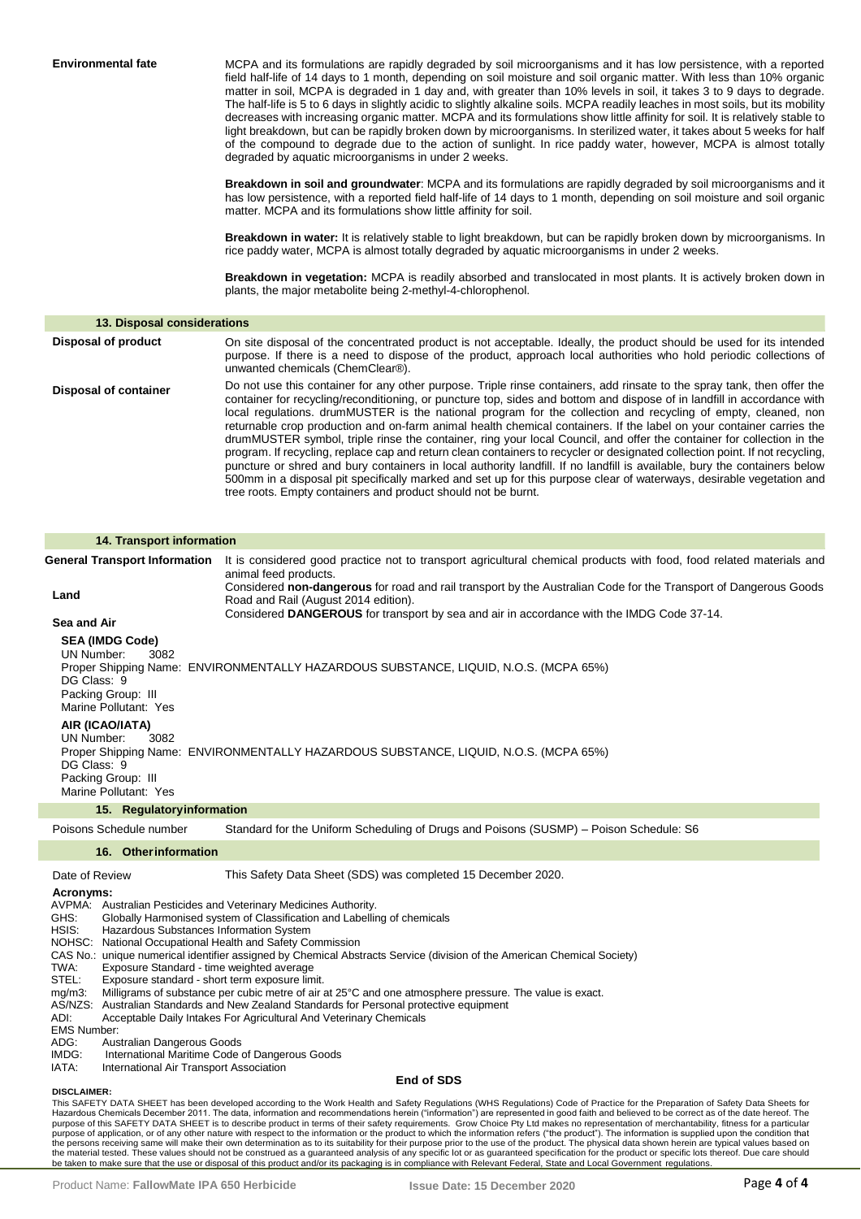**Environmental fate**

MCPA and its formulations are rapidly degraded by soil microorganisms and it has low persistence, with a reported field half-life of 14 days to 1 month, depending on soil moisture and soil organic matter. With less than 10% organic matter in soil, MCPA is degraded in 1 day and, with greater than 10% levels in soil, it takes 3 to 9 days to degrade. The half-life is 5 to 6 days in slightly acidic to slightly alkaline soils. MCPA readily leaches in most soils, but its mobility decreases with increasing organic matter. MCPA and its formulations show little affinity for soil. It is relatively stable to light breakdown, but can be rapidly broken down by microorganisms. In sterilized water, it takes about 5 weeks for half of the compound to degrade due to the action of sunlight. In rice paddy water, however, MCPA is almost totally degraded by aquatic microorganisms in under 2 weeks.

**Breakdown in soil and groundwater**: MCPA and its formulations are rapidly degraded by soil microorganisms and it has low persistence, with a reported field half-life of 14 days to 1 month, depending on soil moisture and soil organic matter. MCPA and its formulations show little affinity for soil.

**Breakdown in water:** It is relatively stable to light breakdown, but can be rapidly broken down by microorganisms. In rice paddy water, MCPA is almost totally degraded by aquatic microorganisms in under 2 weeks.

**Breakdown in vegetation:** MCPA is readily absorbed and translocated in most plants. It is actively broken down in plants, the major metabolite being 2-methyl-4-chlorophenol.

## 13. Disposal considerations

**Disposal of product**

On site disposal of the concentrated product is not acceptable. Ideally, the product should be used for its intended purpose. If there is a need to dispose of the product, approach local authorities who hold periodic collections of unwanted chemicals (ChemClear®).

**Disposal of container**

Do not use this container for any other purpose. Triple rinse containers, add rinsate to the spray tank, then offer the container for recycling/reconditioning, or puncture top, sides and bottom and dispose of in landfill in accordance with local regulations. drumMUSTER is the national program for the collection and recycling of empty, cleaned, non returnable crop production and on-farm animal health chemical containers. If the label on your container carries the drumMUSTER symbol, triple rinse the container, ring your local Council, and offer the container for collection in the program. If recycling, replace cap and return clean containers to recycler or designated collection point. If not recycling, puncture or shred and bury containers in local authority landfill. If no landfill is available, bury the containers below 500mm in a disposal pit specifically marked and set up for this purpose clear of waterways, desirable vegetation and tree roots. Empty containers and product should not be burnt.

## 14. Transport information

**General Transport Information**

It is considered good practice not to transport agricultural chemical products with food, food related materials and animal feed products.

**Land**

Considered **non-dangerous** for road and rail transport by the Australian Code for the Transport of Dangerous Goods Road and Rail (August 2014 edition).

**Sea and Air**

Considered **DANGEROUS** for transport by sea and air in accordance with the IMDG Code 37-14.

**SEA (IMDG Code)**

UN Number: 3082
Proper Shipping Name: ENVIRONMENTALLY HAZARDOUS SUBSTANCE, LIQUID, N.O.S. (MCPA 65%)
DG Class: 9
Packing Group: III
Marine Pollutant: Yes

**AIR (ICAO/IATA)**

UN Number: 3082
Proper Shipping Name: ENVIRONMENTALLY HAZARDOUS SUBSTANCE, LIQUID, N.O.S. (MCPA 65%)
DG Class: 9
Packing Group: III
Marine Pollutant: Yes

## 15. Regulatory information

Poisons Schedule number — Standard for the Uniform Scheduling of Drugs and Poisons (SUSMP) – Poison Schedule: S6

## 16. Other information

Date of Review — This Safety Data Sheet (SDS) was completed 15 December 2020.

**Acronyms:**

AVPMA: Australian Pesticides and Veterinary Medicines Authority.
GHS: Globally Harmonised system of Classification and Labelling of chemicals
HSIS: Hazardous Substances Information System
NOHSC: National Occupational Health and Safety Commission
CAS No.: unique numerical identifier assigned by Chemical Abstracts Service (division of the American Chemical Society)
TWA: Exposure Standard - time weighted average
STEL: Exposure standard - short term exposure limit.
mg/m3: Milligrams of substance per cubic metre of air at 25°C and one atmosphere pressure. The value is exact.
AS/NZS: Australian Standards and New Zealand Standards for Personal protective equipment
ADI: Acceptable Daily Intakes For Agricultural And Veterinary Chemicals
EMS Number:
ADG: Australian Dangerous Goods
IMDG: International Maritime Code of Dangerous Goods
IATA: International Air Transport Association

**End of SDS**

**DISCLAIMER:**

This SAFETY DATA SHEET has been developed according to the Work Health and Safety Regulations (WHS Regulations) Code of Practice for the Preparation of Safety Data Sheets for Hazardous Chemicals December 2011. The data, information and recommendations herein ("information") are represented in good faith and believed to be correct as of the date hereof. The purpose of this SAFETY DATA SHEET is to describe product in terms of their safety requirements. Grow Choice Pty Ltd makes no representation of merchantability, fitness for a particular purpose of application, or of any other nature with respect to the information or the product to which the information refers ("the product"). The information is supplied upon the condition that the persons receiving same will make their own determination as to its suitability for their purpose prior to the use of the product. The physical data shown herein are typical values based on the material tested. These values should not be construed as a guaranteed analysis of any specific lot or as guaranteed specification for the product or specific lots thereof. Due care should be taken to make sure that the use or disposal of this product and/or its packaging is in compliance with Relevant Federal, State and Local Government regulations.